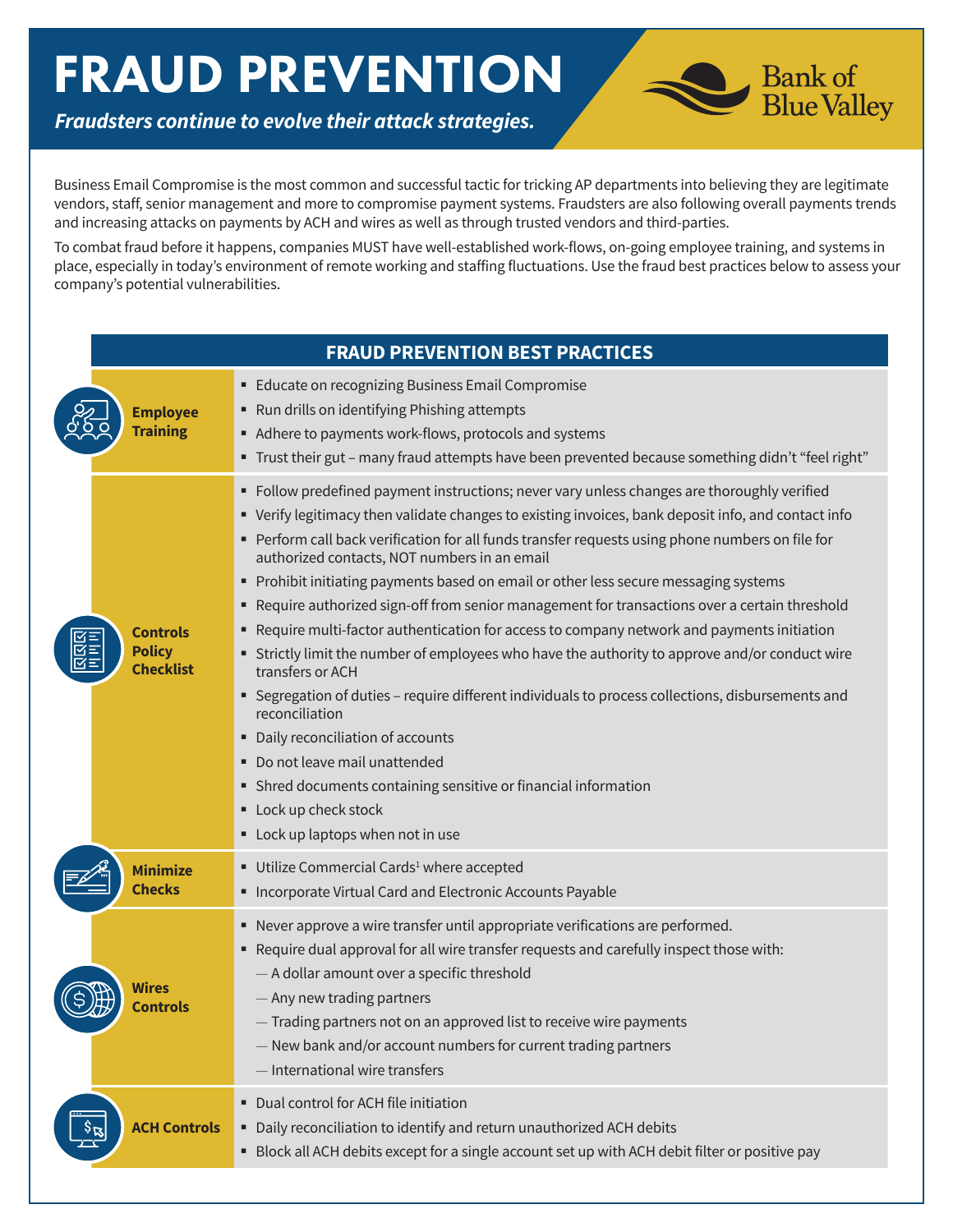# FRAUD PREVENTION

***Fraudsters continue to evolve their attack strategies.***

Bank of Blue Valley

Business Email Compromise is the most common and successful tactic for tricking AP departments into believing they are legitimate vendors, staff, senior management and more to compromise payment systems. Fraudsters are also following overall payments trends and increasing attacks on payments by ACH and wires as well as through trusted vendors and third-parties.

To combat fraud before it happens, companies MUST have well-established work-flows, on-going employee training, and systems in place, especially in today's environment of remote working and staffing fluctuations. Use the fraud best practices below to assess your company's potential vulnerabilities.

## FRAUD PREVENTION BEST PRACTICES

### Employee Training

- Educate on recognizing Business Email Compromise
- Run drills on identifying Phishing attempts
- Adhere to payments work-flows, protocols and systems
- Trust their gut – many fraud attempts have been prevented because something didn't "feel right"

### Controls Policy Checklist

- Follow predefined payment instructions; never vary unless changes are thoroughly verified
- Verify legitimacy then validate changes to existing invoices, bank deposit info, and contact info
- Perform call back verification for all funds transfer requests using phone numbers on file for authorized contacts, NOT numbers in an email
- Prohibit initiating payments based on email or other less secure messaging systems
- Require authorized sign-off from senior management for transactions over a certain threshold
- Require multi-factor authentication for access to company network and payments initiation
- Strictly limit the number of employees who have the authority to approve and/or conduct wire transfers or ACH
- Segregation of duties – require different individuals to process collections, disbursements and reconciliation
- Daily reconciliation of accounts
- Do not leave mail unattended
- Shred documents containing sensitive or financial information
- Lock up check stock
- Lock up laptops when not in use

### Minimize Checks

- Utilize Commercial Cards[1] where accepted
- Incorporate Virtual Card and Electronic Accounts Payable

### Wires Controls

- Never approve a wire transfer until appropriate verifications are performed.
- Require dual approval for all wire transfer requests and carefully inspect those with:
  - A dollar amount over a specific threshold
  - Any new trading partners
  - Trading partners not on an approved list to receive wire payments
  - New bank and/or account numbers for current trading partners
  - International wire transfers

### ACH Controls

- Dual control for ACH file initiation
- Daily reconciliation to identify and return unauthorized ACH debits
- Block all ACH debits except for a single account set up with ACH debit filter or positive pay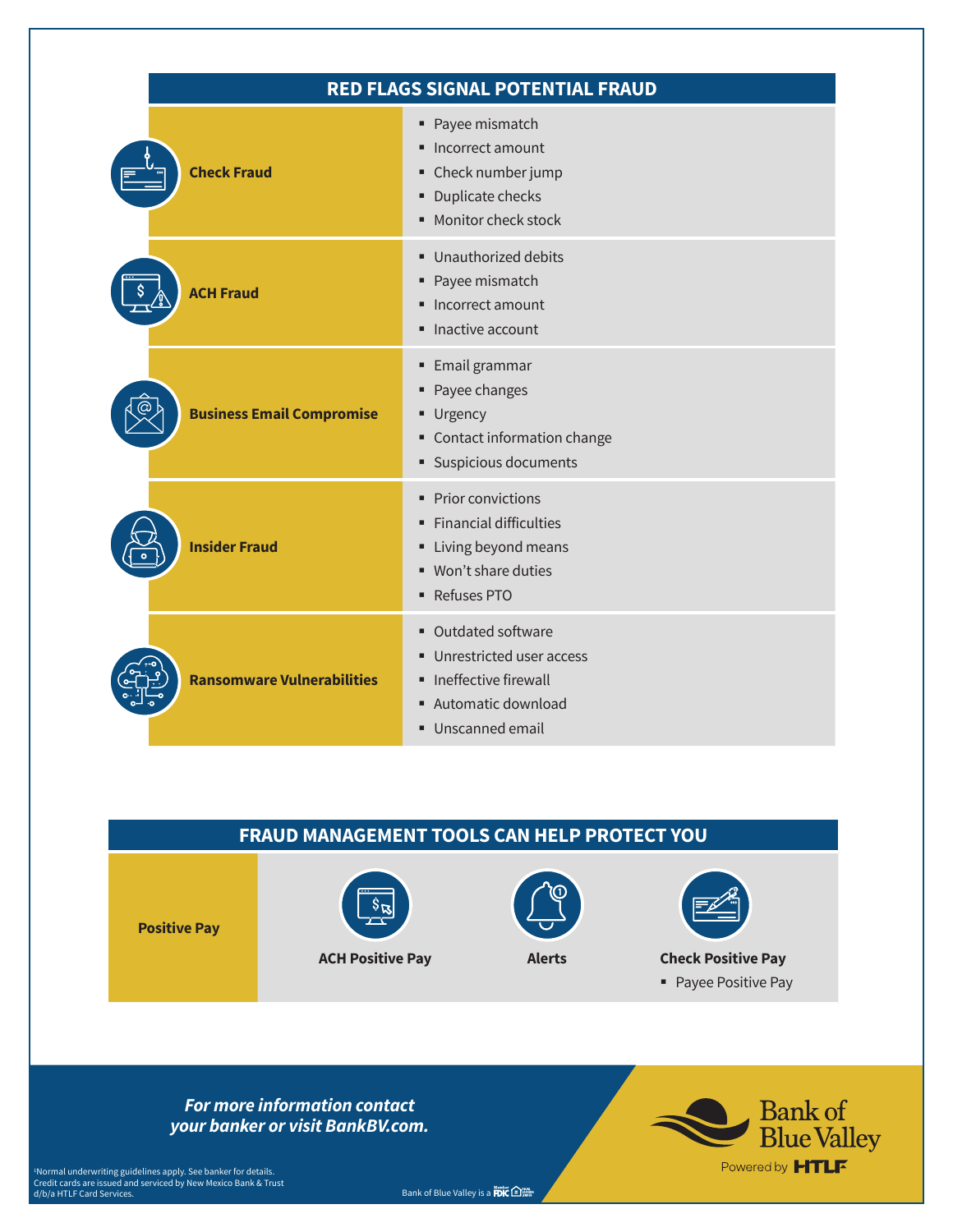## RED FLAGS SIGNAL POTENTIAL FRAUD

| | |
|---|---|
| **Check Fraud** | ▪ Payee mismatch<br>▪ Incorrect amount<br>▪ Check number jump<br>▪ Duplicate checks<br>▪ Monitor check stock |
| **ACH Fraud** | ▪ Unauthorized debits<br>▪ Payee mismatch<br>▪ Incorrect amount<br>▪ Inactive account |
| **Business Email Compromise** | ▪ Email grammar<br>▪ Payee changes<br>▪ Urgency<br>▪ Contact information change<br>▪ Suspicious documents |
| **Insider Fraud** | ▪ Prior convictions<br>▪ Financial difficulties<br>▪ Living beyond means<br>▪ Won't share duties<br>▪ Refuses PTO |
| **Ransomware Vulnerabilities** | ▪ Outdated software<br>▪ Unrestricted user access<br>▪ Ineffective firewall<br>▪ Automatic download<br>▪ Unscanned email |

## FRAUD MANAGEMENT TOOLS CAN HELP PROTECT YOU

| | | | |
|---|---|---|---|
| **Positive Pay** | **ACH Positive Pay** | **Alerts** | **Check Positive Pay**<br>▪ Payee Positive Pay |

***For more information contact your banker or visit BankBV.com.***

Bank of Blue Valley

Powered by HTLF

[1]Normal underwriting guidelines apply. See banker for details. Credit cards are issued and serviced by New Mexico Bank & Trust d/b/a HTLF Card Services.

Bank of Blue Valley is a Member FDIC Equal Housing Lender